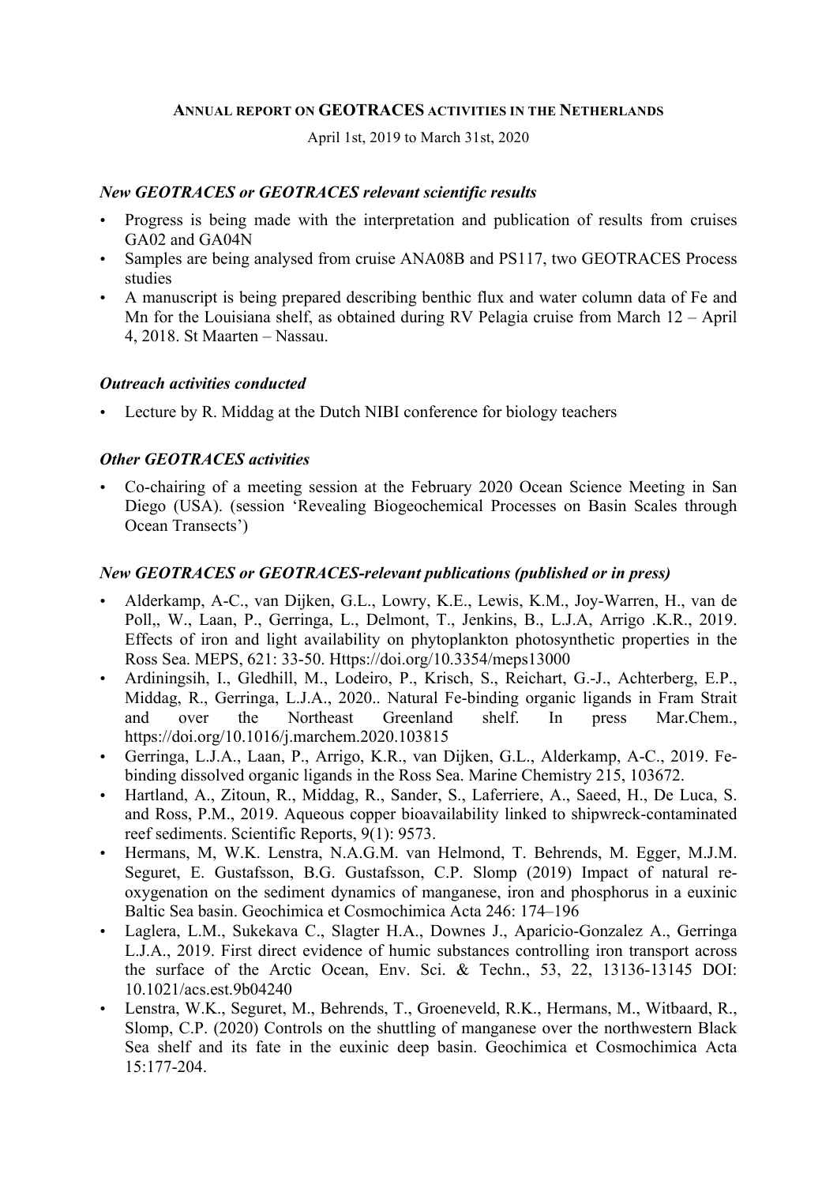# ANNUAL REPORT ON GEOTRACES ACTIVITIES IN THE NETHERLANDS

April 1st, 2019 to March 31st, 2020

### *New GEOTRACES or GEOTRACES relevant scientific results*

- Progress is being made with the interpretation and publication of results from cruises GA02 and GA04N
- Samples are being analysed from cruise ANA08B and PS117, two GEOTRACES Process studies
- A manuscript is being prepared describing benthic flux and water column data of Fe and Mn for the Louisiana shelf, as obtained during RV Pelagia cruise from March 12 – April 4, 2018. St Maarten – Nassau.

### *Outreach activities conducted*

- Lecture by R. Middag at the Dutch NIBI conference for biology teachers

### *Other GEOTRACES activities*

- Co-chairing of a meeting session at the February 2020 Ocean Science Meeting in San Diego (USA). (session 'Revealing Biogeochemical Processes on Basin Scales through Ocean Transects')

### *New GEOTRACES or GEOTRACES-relevant publications (published or in press)*

- Alderkamp, A-C., van Dijken, G.L., Lowry, K.E., Lewis, K.M., Joy-Warren, H., van de Poll,, W., Laan, P., Gerringa, L., Delmont, T., Jenkins, B., L.J.A, Arrigo .K.R., 2019. Effects of iron and light availability on phytoplankton photosynthetic properties in the Ross Sea. MEPS, 621: 33-50. Https://doi.org/10.3354/meps13000
- Ardiningsih, I., Gledhill, M., Lodeiro, P., Krisch, S., Reichart, G.-J., Achterberg, E.P., Middag, R., Gerringa, L.J.A., 2020.. Natural Fe-binding organic ligands in Fram Strait and over the Northeast Greenland shelf. In press Mar.Chem., https://doi.org/10.1016/j.marchem.2020.103815
- Gerringa, L.J.A., Laan, P., Arrigo, K.R., van Dijken, G.L., Alderkamp, A-C., 2019. Fe-binding dissolved organic ligands in the Ross Sea. Marine Chemistry 215, 103672.
- Hartland, A., Zitoun, R., Middag, R., Sander, S., Laferriere, A., Saeed, H., De Luca, S. and Ross, P.M., 2019. Aqueous copper bioavailability linked to shipwreck-contaminated reef sediments. Scientific Reports, 9(1): 9573.
- Hermans, M, W.K. Lenstra, N.A.G.M. van Helmond, T. Behrends, M. Egger, M.J.M. Seguret, E. Gustafsson, B.G. Gustafsson, C.P. Slomp (2019) Impact of natural re-oxygenation on the sediment dynamics of manganese, iron and phosphorus in a euxinic Baltic Sea basin. Geochimica et Cosmochimica Acta 246: 174–196
- Laglera, L.M., Sukekava C., Slagter H.A., Downes J., Aparicio-Gonzalez A., Gerringa L.J.A., 2019. First direct evidence of humic substances controlling iron transport across the surface of the Arctic Ocean, Env. Sci. & Techn., 53, 22, 13136-13145 DOI: 10.1021/acs.est.9b04240
- Lenstra, W.K., Seguret, M., Behrends, T., Groeneveld, R.K., Hermans, M., Witbaard, R., Slomp, C.P. (2020) Controls on the shuttling of manganese over the northwestern Black Sea shelf and its fate in the euxinic deep basin. Geochimica et Cosmochimica Acta 15:177-204.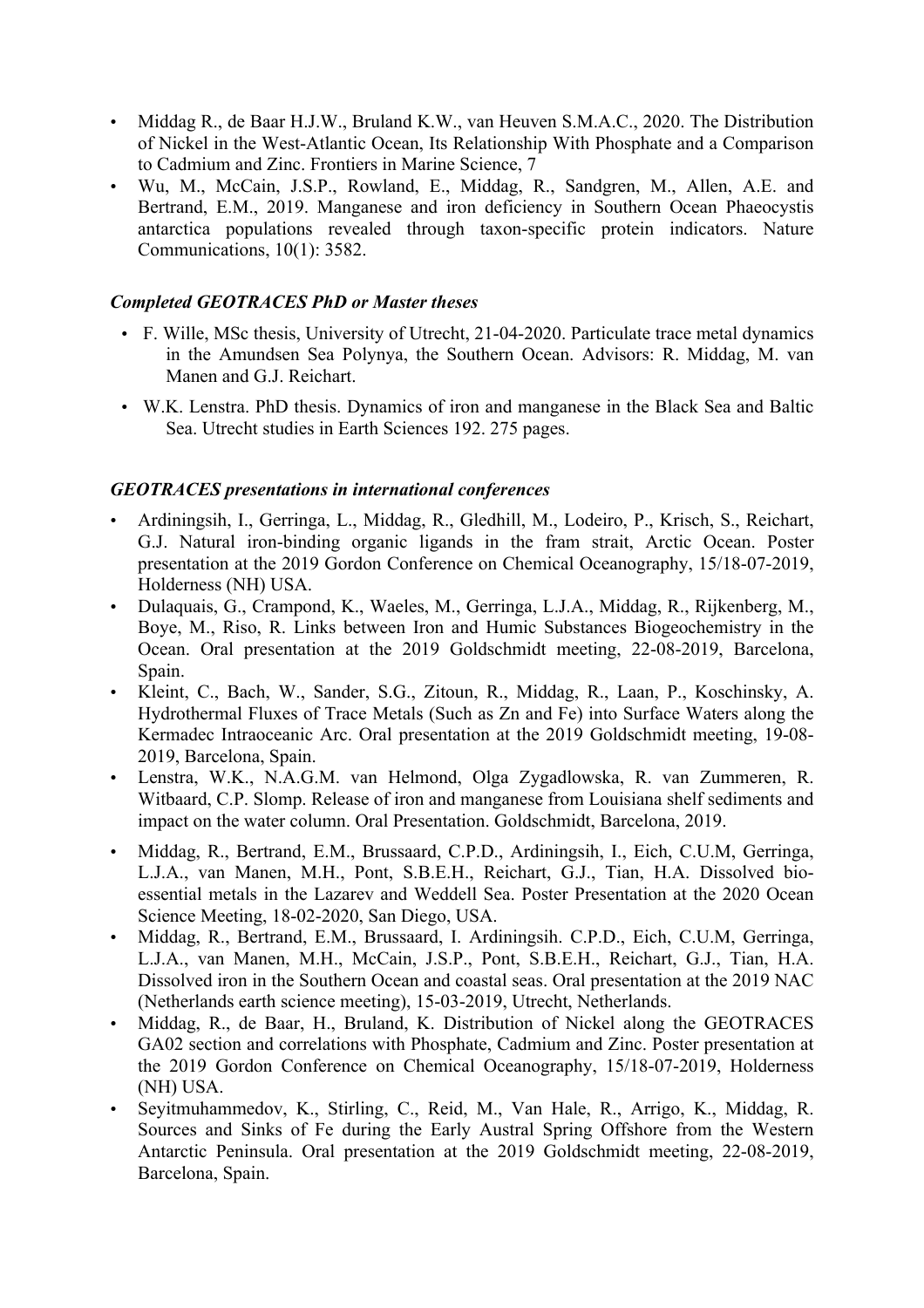- Middag R., de Baar H.J.W., Bruland K.W., van Heuven S.M.A.C., 2020. The Distribution of Nickel in the West-Atlantic Ocean, Its Relationship With Phosphate and a Comparison to Cadmium and Zinc. Frontiers in Marine Science, 7
- Wu, M., McCain, J.S.P., Rowland, E., Middag, R., Sandgren, M., Allen, A.E. and Bertrand, E.M., 2019. Manganese and iron deficiency in Southern Ocean Phaeocystis antarctica populations revealed through taxon-specific protein indicators. Nature Communications, 10(1): 3582.

### *Completed GEOTRACES PhD or Master theses*

- F. Wille, MSc thesis, University of Utrecht, 21-04-2020. Particulate trace metal dynamics in the Amundsen Sea Polynya, the Southern Ocean. Advisors: R. Middag, M. van Manen and G.J. Reichart.
- W.K. Lenstra. PhD thesis. Dynamics of iron and manganese in the Black Sea and Baltic Sea. Utrecht studies in Earth Sciences 192. 275 pages.

### *GEOTRACES presentations in international conferences*

- Ardiningsih, I., Gerringa, L., Middag, R., Gledhill, M., Lodeiro, P., Krisch, S., Reichart, G.J. Natural iron-binding organic ligands in the fram strait, Arctic Ocean. Poster presentation at the 2019 Gordon Conference on Chemical Oceanography, 15/18-07-2019, Holderness (NH) USA.
- Dulaquais, G., Crampond, K., Waeles, M., Gerringa, L.J.A., Middag, R., Rijkenberg, M., Boye, M., Riso, R. Links between Iron and Humic Substances Biogeochemistry in the Ocean. Oral presentation at the 2019 Goldschmidt meeting, 22-08-2019, Barcelona, Spain.
- Kleint, C., Bach, W., Sander, S.G., Zitoun, R., Middag, R., Laan, P., Koschinsky, A. Hydrothermal Fluxes of Trace Metals (Such as Zn and Fe) into Surface Waters along the Kermadec Intraoceanic Arc. Oral presentation at the 2019 Goldschmidt meeting, 19-08-2019, Barcelona, Spain.
- Lenstra, W.K., N.A.G.M. van Helmond, Olga Zygadlowska, R. van Zummeren, R. Witbaard, C.P. Slomp. Release of iron and manganese from Louisiana shelf sediments and impact on the water column. Oral Presentation. Goldschmidt, Barcelona, 2019.
- Middag, R., Bertrand, E.M., Brussaard, C.P.D., Ardiningsih, I., Eich, C.U.M, Gerringa, L.J.A., van Manen, M.H., Pont, S.B.E.H., Reichart, G.J., Tian, H.A. Dissolved bio-essential metals in the Lazarev and Weddell Sea. Poster Presentation at the 2020 Ocean Science Meeting, 18-02-2020, San Diego, USA.
- Middag, R., Bertrand, E.M., Brussaard, I. Ardiningsih. C.P.D., Eich, C.U.M, Gerringa, L.J.A., van Manen, M.H., McCain, J.S.P., Pont, S.B.E.H., Reichart, G.J., Tian, H.A. Dissolved iron in the Southern Ocean and coastal seas. Oral presentation at the 2019 NAC (Netherlands earth science meeting), 15-03-2019, Utrecht, Netherlands.
- Middag, R., de Baar, H., Bruland, K. Distribution of Nickel along the GEOTRACES GA02 section and correlations with Phosphate, Cadmium and Zinc. Poster presentation at the 2019 Gordon Conference on Chemical Oceanography, 15/18-07-2019, Holderness (NH) USA.
- Seyitmuhammedov, K., Stirling, C., Reid, M., Van Hale, R., Arrigo, K., Middag, R. Sources and Sinks of Fe during the Early Austral Spring Offshore from the Western Antarctic Peninsula. Oral presentation at the 2019 Goldschmidt meeting, 22-08-2019, Barcelona, Spain.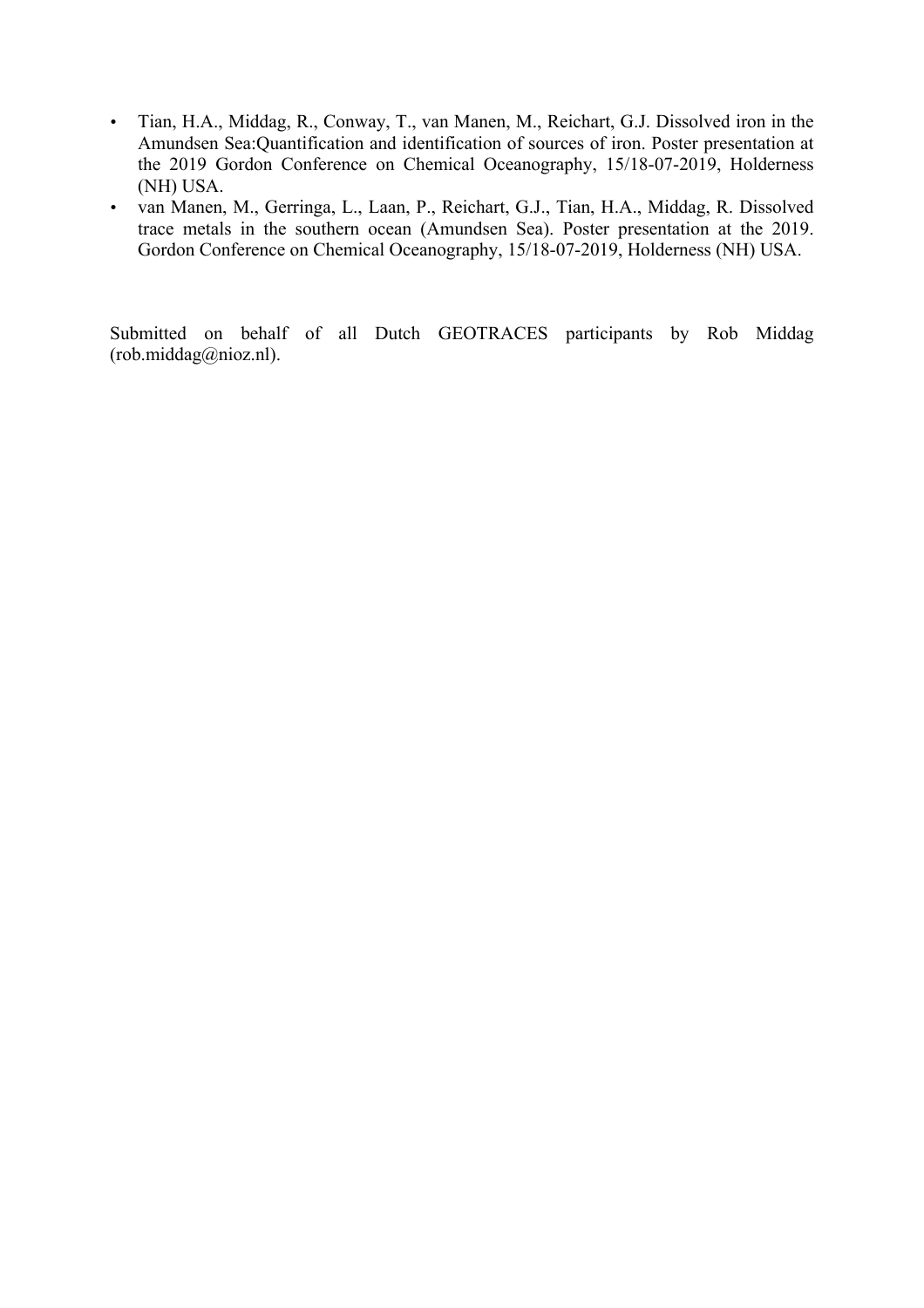- Tian, H.A., Middag, R., Conway, T., van Manen, M., Reichart, G.J. Dissolved iron in the Amundsen Sea:Quantification and identification of sources of iron. Poster presentation at the 2019 Gordon Conference on Chemical Oceanography, 15/18-07-2019, Holderness (NH) USA.
- van Manen, M., Gerringa, L., Laan, P., Reichart, G.J., Tian, H.A., Middag, R. Dissolved trace metals in the southern ocean (Amundsen Sea). Poster presentation at the 2019. Gordon Conference on Chemical Oceanography, 15/18-07-2019, Holderness (NH) USA.

Submitted on behalf of all Dutch GEOTRACES participants by Rob Middag (rob.middag@nioz.nl).